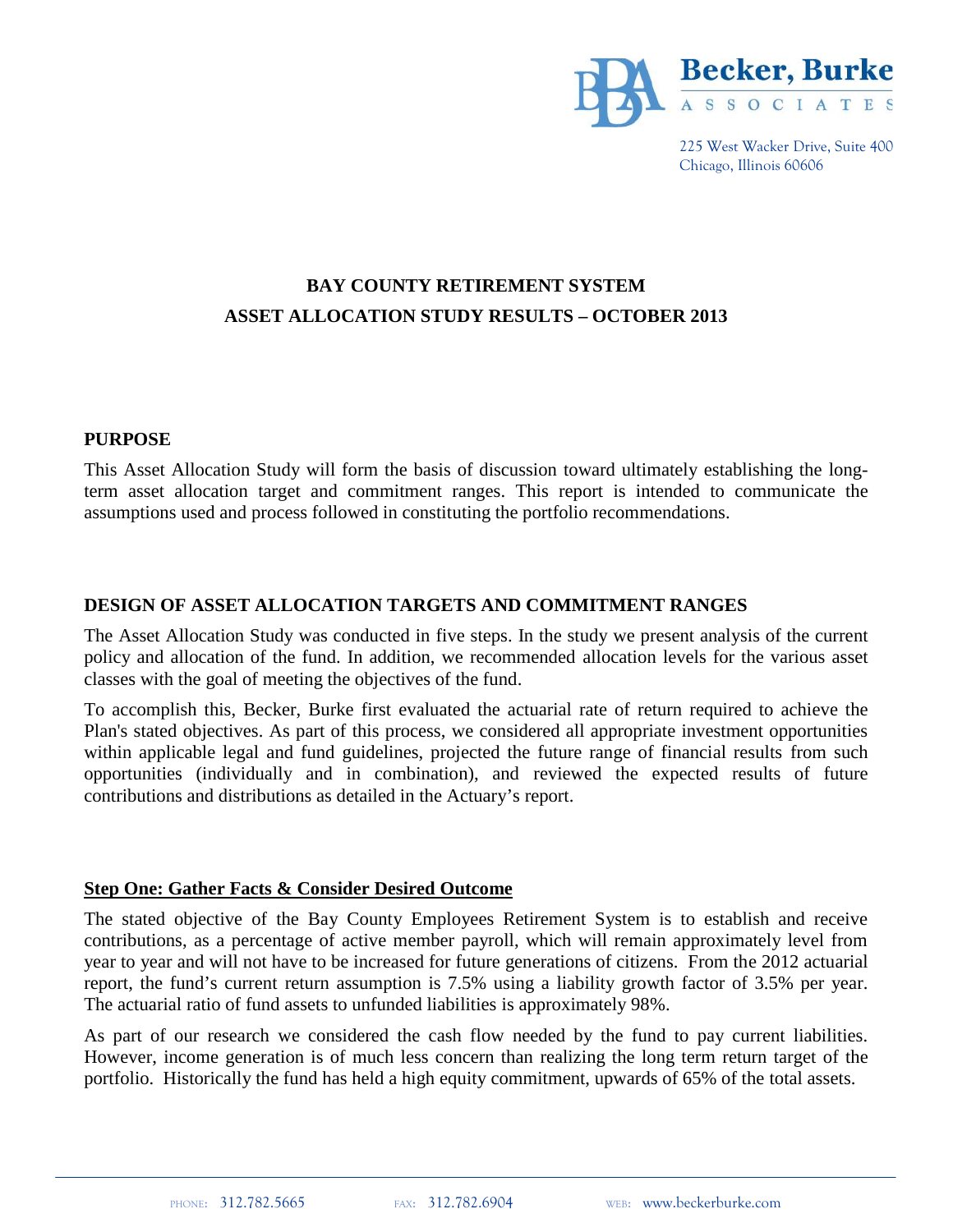Becker, Burke Associates

225 West Wacker Drive, Suite 400
Chicago, Illinois 60606

# BAY COUNTY RETIREMENT SYSTEM
# ASSET ALLOCATION STUDY RESULTS – OCTOBER 2013

## PURPOSE

This Asset Allocation Study will form the basis of discussion toward ultimately establishing the long-term asset allocation target and commitment ranges. This report is intended to communicate the assumptions used and process followed in constituting the portfolio recommendations.

## DESIGN OF ASSET ALLOCATION TARGETS AND COMMITMENT RANGES

The Asset Allocation Study was conducted in five steps. In the study we present analysis of the current policy and allocation of the fund. In addition, we recommended allocation levels for the various asset classes with the goal of meeting the objectives of the fund.

To accomplish this, Becker, Burke first evaluated the actuarial rate of return required to achieve the Plan's stated objectives. As part of this process, we considered all appropriate investment opportunities within applicable legal and fund guidelines, projected the future range of financial results from such opportunities (individually and in combination), and reviewed the expected results of future contributions and distributions as detailed in the Actuary's report.

### Step One: Gather Facts & Consider Desired Outcome

The stated objective of the Bay County Employees Retirement System is to establish and receive contributions, as a percentage of active member payroll, which will remain approximately level from year to year and will not have to be increased for future generations of citizens. From the 2012 actuarial report, the fund's current return assumption is 7.5% using a liability growth factor of 3.5% per year. The actuarial ratio of fund assets to unfunded liabilities is approximately 98%.

As part of our research we considered the cash flow needed by the fund to pay current liabilities. However, income generation is of much less concern than realizing the long term return target of the portfolio. Historically the fund has held a high equity commitment, upwards of 65% of the total assets.

PHONE: 312.782.5665 FAX: 312.782.6904 WEB: www.beckerburke.com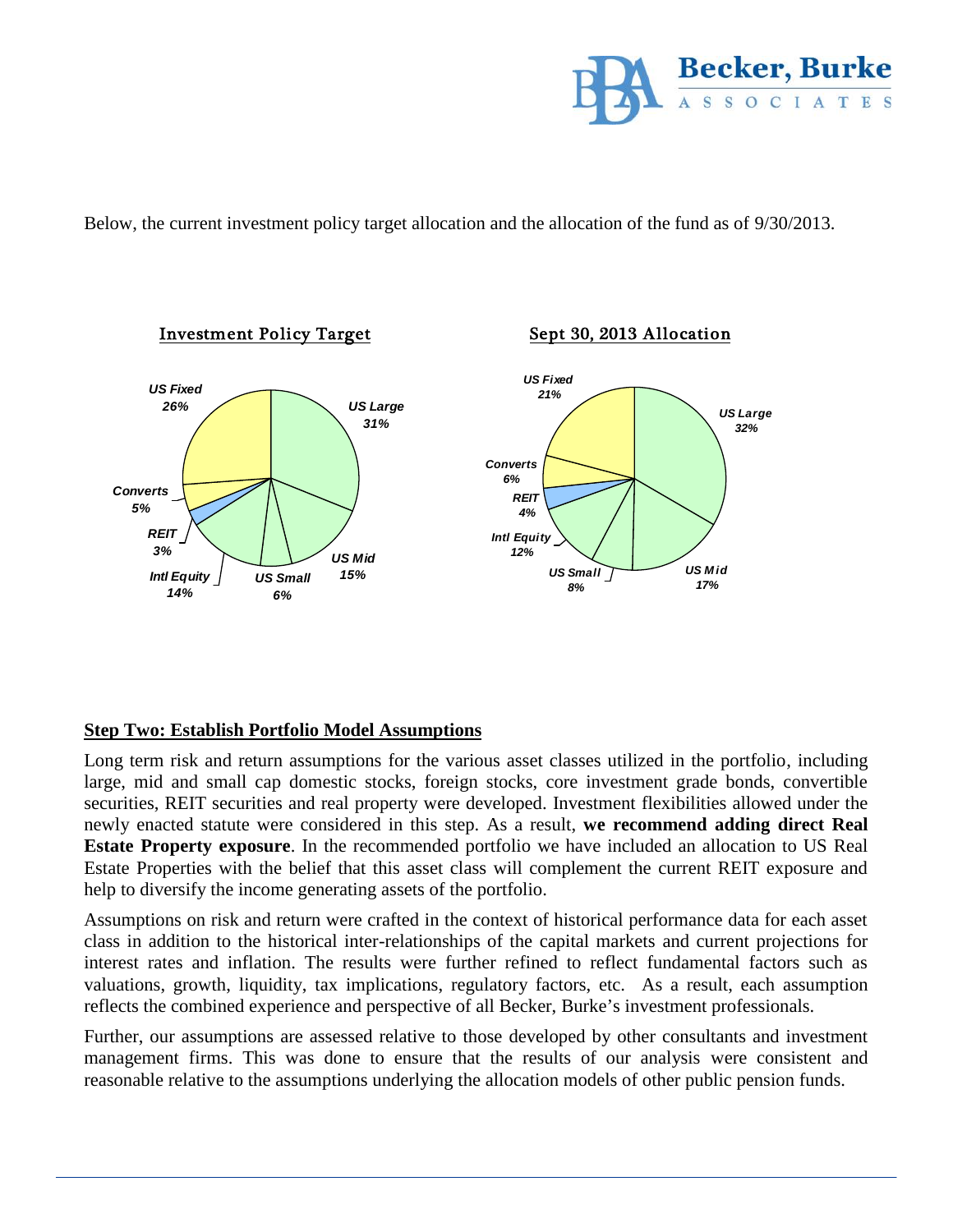Below, the current investment policy target allocation and the allocation of the fund as of 9/30/2013.

**Investment Policy Target**

| Asset Class | Allocation |
| --- | --- |
| US Large | 31% |
| US Mid | 15% |
| US Small | 6% |
| Intl Equity | 14% |
| REIT | 3% |
| Converts | 5% |
| US Fixed | 26% |

**Sept 30, 2013 Allocation**

| Asset Class | Allocation |
| --- | --- |
| US Large | 32% |
| US Mid | 17% |
| US Small | 8% |
| Intl Equity | 12% |
| REIT | 4% |
| Converts | 6% |
| US Fixed | 21% |

## Step Two: Establish Portfolio Model Assumptions

Long term risk and return assumptions for the various asset classes utilized in the portfolio, including large, mid and small cap domestic stocks, foreign stocks, core investment grade bonds, convertible securities, REIT securities and real property were developed. Investment flexibilities allowed under the newly enacted statute were considered in this step. As a result, **we recommend adding direct Real Estate Property exposure**. In the recommended portfolio we have included an allocation to US Real Estate Properties with the belief that this asset class will complement the current REIT exposure and help to diversify the income generating assets of the portfolio.

Assumptions on risk and return were crafted in the context of historical performance data for each asset class in addition to the historical inter-relationships of the capital markets and current projections for interest rates and inflation. The results were further refined to reflect fundamental factors such as valuations, growth, liquidity, tax implications, regulatory factors, etc. As a result, each assumption reflects the combined experience and perspective of all Becker, Burke's investment professionals.

Further, our assumptions are assessed relative to those developed by other consultants and investment management firms. This was done to ensure that the results of our analysis were consistent and reasonable relative to the assumptions underlying the allocation models of other public pension funds.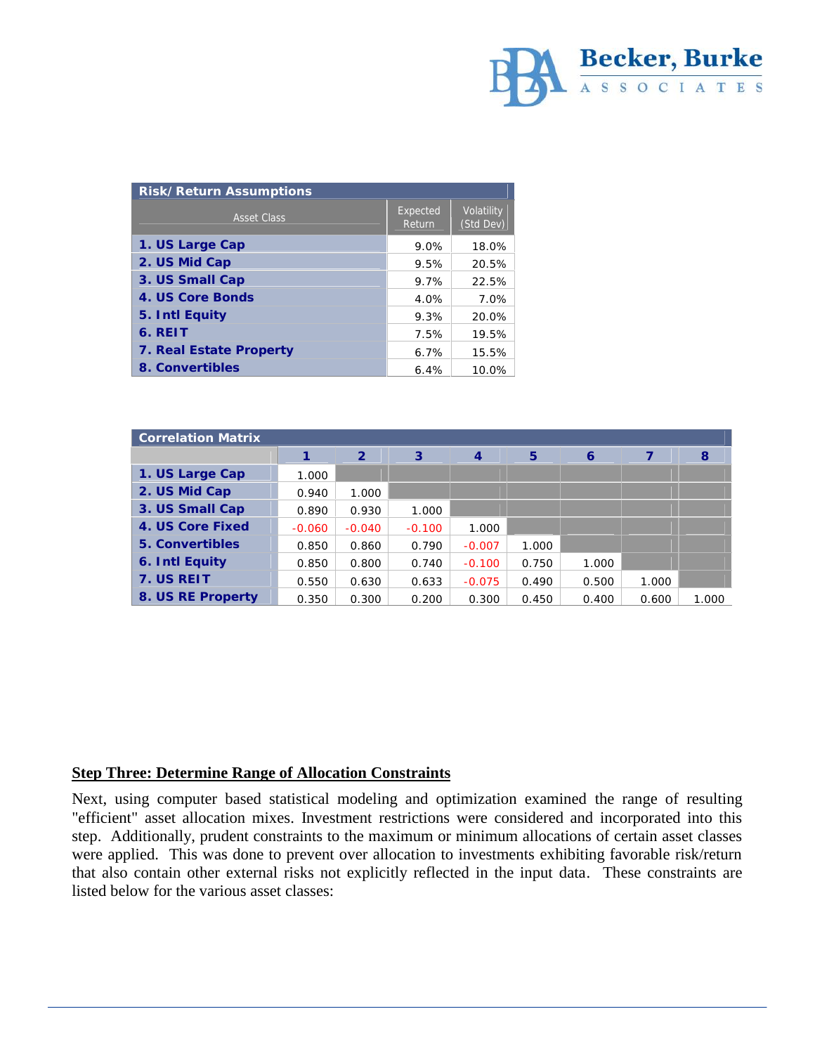| Risk/Return Assumptions | | |
|---|---|---|
| Asset Class | Expected Return | Volatility (Std Dev) |
| **1. US Large Cap** | 9.0% | 18.0% |
| **2. US Mid Cap** | 9.5% | 20.5% |
| **3. US Small Cap** | 9.7% | 22.5% |
| **4. US Core Bonds** | 4.0% | 7.0% |
| **5. Intl Equity** | 9.3% | 20.0% |
| **6. REIT** | 7.5% | 19.5% |
| **7. Real Estate Property** | 6.7% | 15.5% |
| **8. Convertibles** | 6.4% | 10.0% |

| Correlation Matrix | 1 | 2 | 3 | 4 | 5 | 6 | 7 | 8 |
|---|---|---|---|---|---|---|---|---|
| **1. US Large Cap** | 1.000 | | | | | | | |
| **2. US Mid Cap** | 0.940 | 1.000 | | | | | | |
| **3. US Small Cap** | 0.890 | 0.930 | 1.000 | | | | | |
| **4. US Core Fixed** | -0.060 | -0.040 | -0.100 | 1.000 | | | | |
| **5. Convertibles** | 0.850 | 0.860 | 0.790 | -0.007 | 1.000 | | | |
| **6. Intl Equity** | 0.850 | 0.800 | 0.740 | -0.100 | 0.750 | 1.000 | | |
| **7. US REIT** | 0.550 | 0.630 | 0.633 | -0.075 | 0.490 | 0.500 | 1.000 | |
| **8. US RE Property** | 0.350 | 0.300 | 0.200 | 0.300 | 0.450 | 0.400 | 0.600 | 1.000 |

## Step Three: Determine Range of Allocation Constraints

Next, using computer based statistical modeling and optimization examined the range of resulting "efficient" asset allocation mixes. Investment restrictions were considered and incorporated into this step. Additionally, prudent constraints to the maximum or minimum allocations of certain asset classes were applied. This was done to prevent over allocation to investments exhibiting favorable risk/return that also contain other external risks not explicitly reflected in the input data. These constraints are listed below for the various asset classes: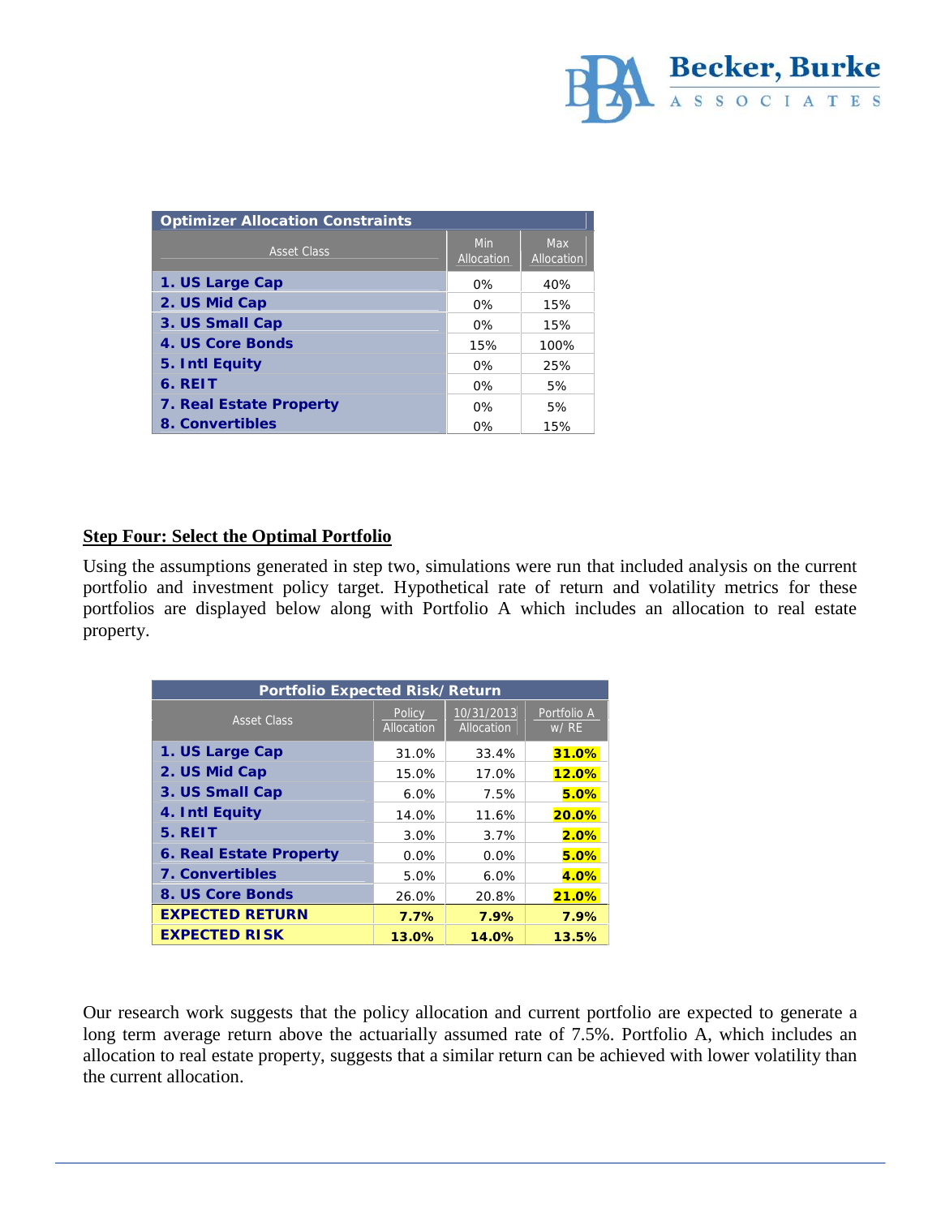| Optimizer Allocation Constraints | | |
|---|---|---|
| Asset Class | Min Allocation | Max Allocation |
| **1. US Large Cap** | 0% | 40% |
| **2. US Mid Cap** | 0% | 15% |
| **3. US Small Cap** | 0% | 15% |
| **4. US Core Bonds** | 15% | 100% |
| **5. Intl Equity** | 0% | 25% |
| **6. REIT** | 0% | 5% |
| **7. Real Estate Property** | 0% | 5% |
| **8. Convertibles** | 0% | 15% |

## Step Four: Select the Optimal Portfolio

Using the assumptions generated in step two, simulations were run that included analysis on the current portfolio and investment policy target. Hypothetical rate of return and volatility metrics for these portfolios are displayed below along with Portfolio A which includes an allocation to real estate property.

| Portfolio Expected Risk/Return | | | |
|---|---|---|---|
| Asset Class | Policy Allocation | 10/31/2013 Allocation | Portfolio A w/ RE |
| **1. US Large Cap** | 31.0% | 33.4% | **31.0%** |
| **2. US Mid Cap** | 15.0% | 17.0% | **12.0%** |
| **3. US Small Cap** | 6.0% | 7.5% | **5.0%** |
| **4. Intl Equity** | 14.0% | 11.6% | **20.0%** |
| **5. REIT** | 3.0% | 3.7% | **2.0%** |
| **6. Real Estate Property** | 0.0% | 0.0% | **5.0%** |
| **7. Convertibles** | 5.0% | 6.0% | **4.0%** |
| **8. US Core Bonds** | 26.0% | 20.8% | **21.0%** |
| **EXPECTED RETURN** | **7.7%** | **7.9%** | **7.9%** |
| **EXPECTED RISK** | **13.0%** | **14.0%** | **13.5%** |

Our research work suggests that the policy allocation and current portfolio are expected to generate a long term average return above the actuarially assumed rate of 7.5%. Portfolio A, which includes an allocation to real estate property, suggests that a similar return can be achieved with lower volatility than the current allocation.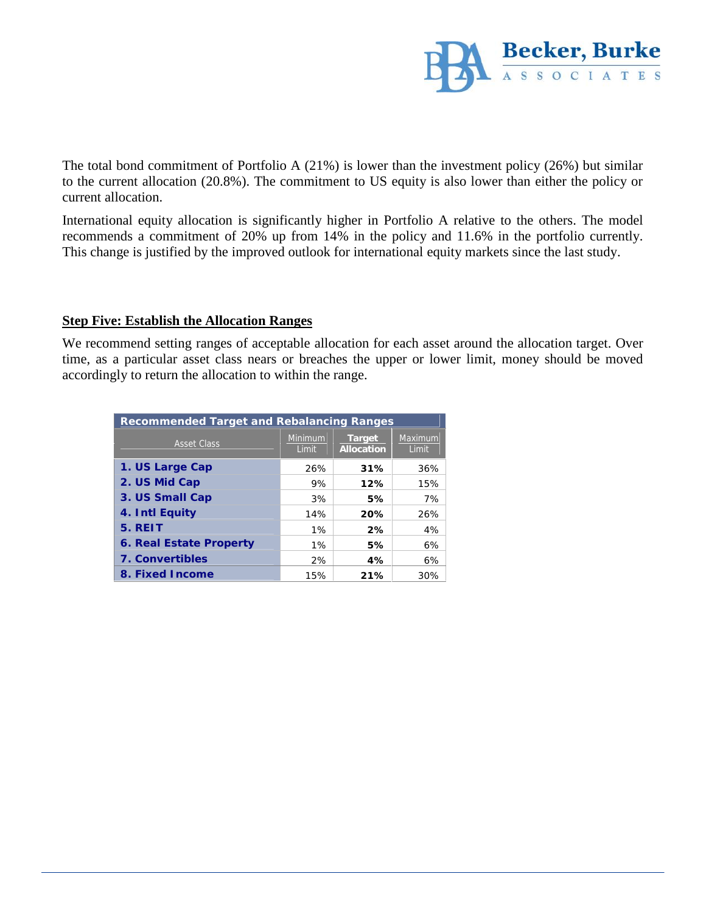The total bond commitment of Portfolio A (21%) is lower than the investment policy (26%) but similar to the current allocation (20.8%). The commitment to US equity is also lower than either the policy or current allocation.

International equity allocation is significantly higher in Portfolio A relative to the others. The model recommends a commitment of 20% up from 14% in the policy and 11.6% in the portfolio currently. This change is justified by the improved outlook for international equity markets since the last study.

## Step Five: Establish the Allocation Ranges

We recommend setting ranges of acceptable allocation for each asset around the allocation target. Over time, as a particular asset class nears or breaches the upper or lower limit, money should be moved accordingly to return the allocation to within the range.

**Recommended Target and Rebalancing Ranges**

| Asset Class | Minimum Limit | Target Allocation | Maximum Limit |
|---|---|---|---|
| **1. US Large Cap** | 26% | **31%** | 36% |
| **2. US Mid Cap** | 9% | **12%** | 15% |
| **3. US Small Cap** | 3% | **5%** | 7% |
| **4. Intl Equity** | 14% | **20%** | 26% |
| **5. REIT** | 1% | **2%** | 4% |
| **6. Real Estate Property** | 1% | **5%** | 6% |
| **7. Convertibles** | 2% | **4%** | 6% |
| **8. Fixed Income** | 15% | **21%** | 30% |